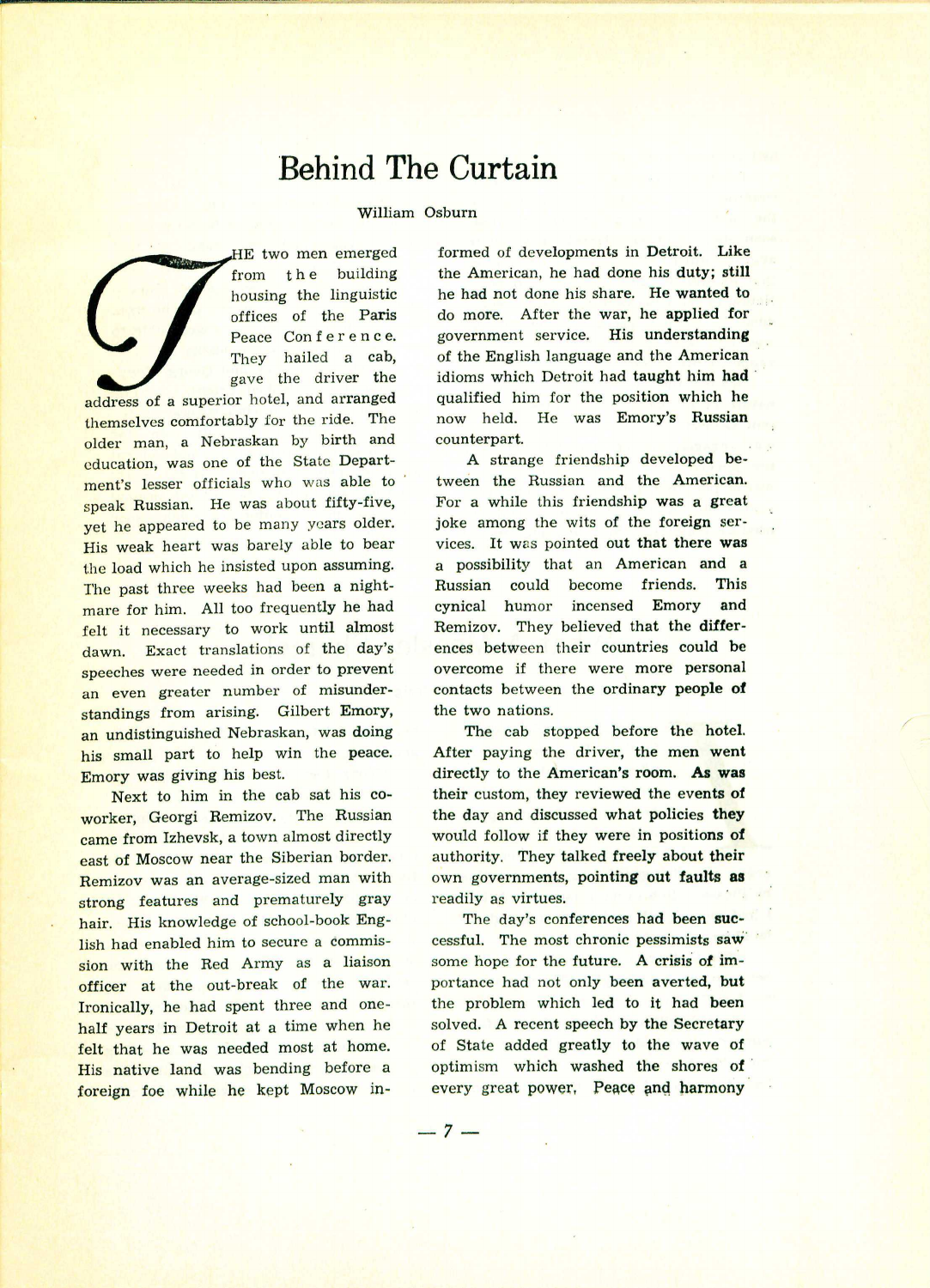# Behind The Curtain

William Osburn

THE two men emerged from the building housing the linguistic offices of the Paris Peace Conference. They hailed a cab, gave the driver the address of a superior hotel, and arranged themselves comfortably for the ride. The older man, a Nebraskan by birth and education, was one of the State Department's lesser officials who was able to speak Russian. He was about fifty-five, yet he appeared to be many years older. His weak heart was barely able to bear the load which he insisted upon assuming. The past three weeks had been a nightmare for him. All too frequently he had felt it necessary to work until almost dawn. Exact translations of the day's speeches were needed in order to prevent an even greater number of misunderstandings from arising. Gilbert Emory, an undistinguished Nebraskan, was doing his small part to help win the peace. Emory was giving his best.

Next to him in the cab sat his co-worker, Georgi Remizov. The Russian came from Izhevsk, a town almost directly east of Moscow near the Siberian border. Remizov was an average-sized man with strong features and prematurely gray hair. His knowledge of school-book English had enabled him to secure a commission with the Red Army as a liaison officer at the out-break of the war. Ironically, he had spent three and one-half years in Detroit at a time when he felt that he was needed most at home. His native land was bending before a foreign foe while he kept Moscow informed of developments in Detroit. Like the American, he had done his duty; still he had not done his share. He wanted to do more. After the war, he applied for government service. His understanding of the English language and the American idioms which Detroit had taught him had qualified him for the position which he now held. He was Emory's Russian counterpart.

A strange friendship developed between the Russian and the American. For a while this friendship was a great joke among the wits of the foreign services. It was pointed out that there was a possibility that an American and a Russian could become friends. This cynical humor incensed Emory and Remizov. They believed that the differences between their countries could be overcome if there were more personal contacts between the ordinary people of the two nations.

The cab stopped before the hotel. After paying the driver, the men went directly to the American's room. As was their custom, they reviewed the events of the day and discussed what policies they would follow if they were in positions of authority. They talked freely about their own governments, pointing out faults as readily as virtues.

The day's conferences had been successful. The most chronic pessimists saw some hope for the future. A crisis of importance had not only been averted, but the problem which led to it had been solved. A recent speech by the Secretary of State added greatly to the wave of optimism which washed the shores of every great power. Peace and harmony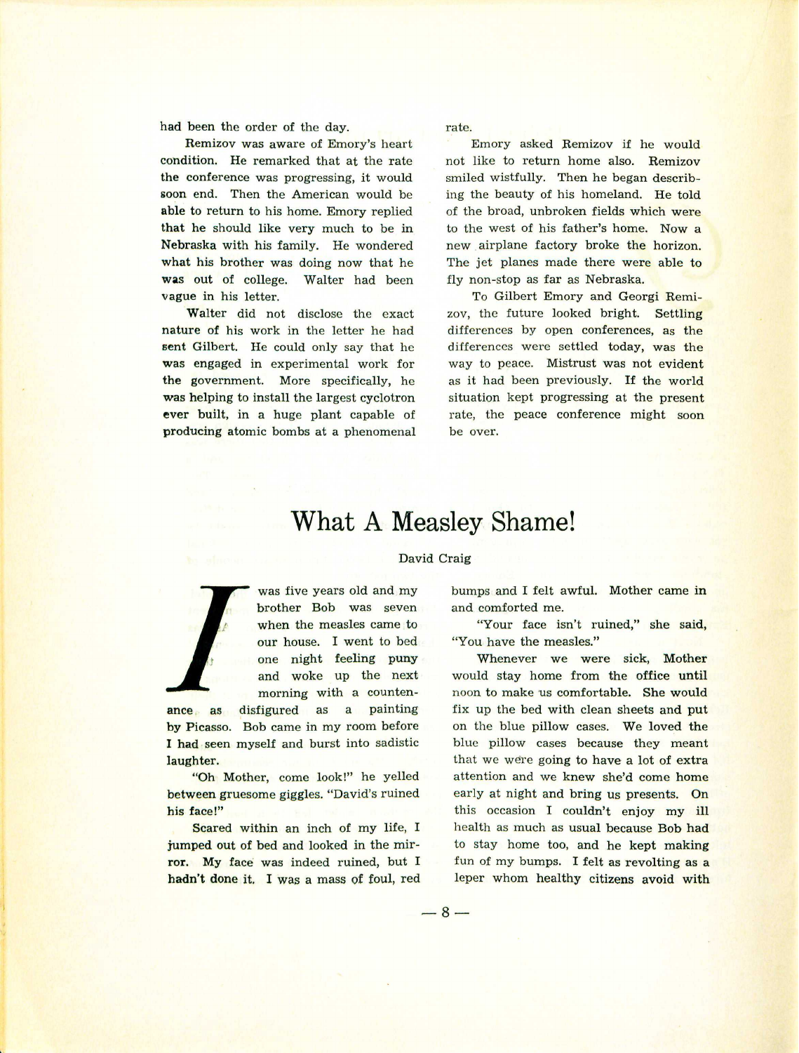had been the order of the day.

Remizov was aware of Emory's heart condition. He remarked that at the rate the conference was progressing, it would soon end. Then the American would be able to return to his home. Emory replied that he should like very much to be in Nebraska with his family. He wondered what his brother was doing now that he was out of college. Walter had been vague in his letter.

Walter did not disclose the exact nature of his work in the letter he had sent Gilbert. He could only say that he was engaged in experimental work for the government. More specifically, he was helping to install the largest cyclotron ever built, in a huge plant capable of producing atomic bombs at a phenomenal rate.

Emory asked Remizov if he would not like to return home also. Remizov smiled wistfully. Then he began describing the beauty of his homeland. He told of the broad, unbroken fields which were to the west of his father's home. Now a new airplane factory broke the horizon. The jet planes made there were able to fly non-stop as far as Nebraska.

To Gilbert Emory and Georgi Remizov, the future looked bright. Settling differences by open conferences, as the differences were settled today, was the way to peace. Mistrust was not evident as it had been previously. If the world situation kept progressing at the present rate, the peace conference might soon be over.

# What A Measley Shame!

David Craig

I was five years old and my brother Bob was seven when the measles came to our house. I went to bed one night feeling puny and woke up the next morning with a countenance as disfigured as a painting by Picasso. Bob came in my room before I had seen myself and burst into sadistic laughter.

"Oh Mother, come look!" he yelled between gruesome giggles. "David's ruined his face!"

Scared within an inch of my life, I jumped out of bed and looked in the mirror. My face was indeed ruined, but I hadn't done it. I was a mass of foul, red bumps and I felt awful. Mother came in and comforted me.

"Your face isn't ruined," she said, "You have the measles."

Whenever we were sick, Mother would stay home from the office until noon to make us comfortable. She would fix up the bed with clean sheets and put on the blue pillow cases. We loved the blue pillow cases because they meant that we were going to have a lot of extra attention and we knew she'd come home early at night and bring us presents. On this occasion I couldn't enjoy my ill health as much as usual because Bob had to stay home too, and he kept making fun of my bumps. I felt as revolting as a leper whom healthy citizens avoid with